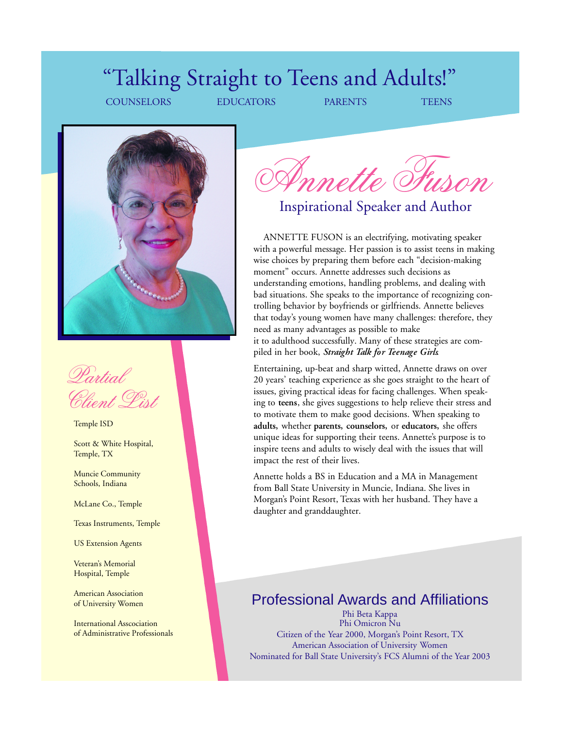# "Talking Straight to Teens and Adults!"

COUNSELORS EDUCATORS PARENTS TEENS

# *Annette Fuson*

## Inspirational Speaker and Author

ANNETTE FUSON is an electrifying, motivating speaker with a powerful message. Her passion is to assist teens in making wise choices by preparing them before each "decision-making moment" occurs. Annette addresses such decisions as understanding emotions, handling problems, and dealing with bad situations. She speaks to the importance of recognizing controlling behavior by boyfriends or girlfriends. Annette believes that today's young women have many challenges: therefore, they need as many advantages as possible to make it to adulthood successfully. Many of these strategies are compiled in her book, ***Straight Talk for Teenage Girls***.

Entertaining, up-beat and sharp witted, Annette draws on over 20 years' teaching experience as she goes straight to the heart of issues, giving practical ideas for facing challenges. When speaking to **teens**, she gives suggestions to help relieve their stress and to motivate them to make good decisions. When speaking to **adults,** whether **parents, counselors,** or **educators,** she offers unique ideas for supporting their teens. Annette's purpose is to inspire teens and adults to wisely deal with the issues that will impact the rest of their lives.

Annette holds a BS in Education and a MA in Management from Ball State University in Muncie, Indiana. She lives in Morgan's Point Resort, Texas with her husband. They have a daughter and granddaughter.

## *Partial Client List*

- Temple ISD
- Scott & White Hospital, Temple, TX
- Muncie Community Schools, Indiana
- McLane Co., Temple
- Texas Instruments, Temple
- US Extension Agents
- Veteran's Memorial Hospital, Temple
- American Association of University Women
- International Asscociation of Administrative Professionals

## Professional Awards and Affiliations

Phi Beta Kappa
Phi Omicron Nu
Citizen of the Year 2000, Morgan's Point Resort, TX
American Association of University Women
Nominated for Ball State University's FCS Alumni of the Year 2003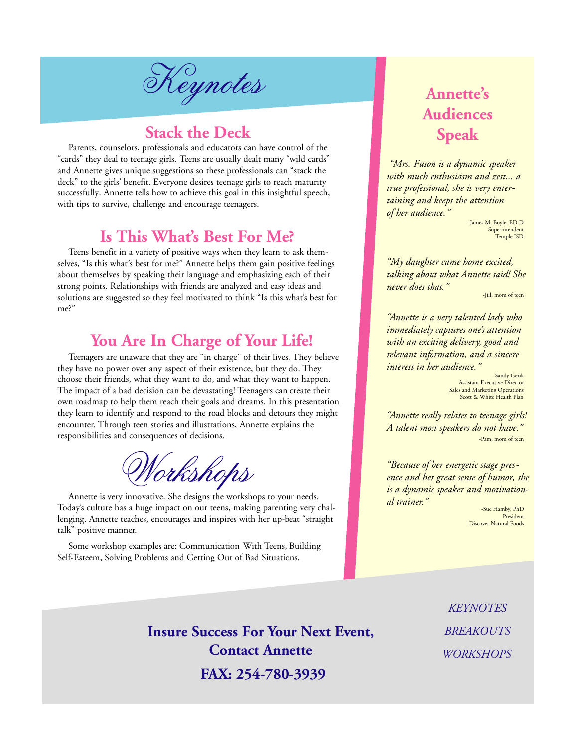# Keynotes

## Stack the Deck

Parents, counselors, professionals and educators can have control of the "cards" they deal to teenage girls. Teens are usually dealt many "wild cards" and Annette gives unique suggestions so these professionals can "stack the deck" to the girls' benefit. Everyone desires teenage girls to reach maturity successfully. Annette tells how to achieve this goal in this insightful speech, with tips to survive, challenge and encourage teenagers.

## Is This What's Best For Me?

Teens benefit in a variety of positive ways when they learn to ask themselves, "Is this what's best for me?" Annette helps them gain positive feelings about themselves by speaking their language and emphasizing each of their strong points. Relationships with friends are analyzed and easy ideas and solutions are suggested so they feel motivated to think "Is this what's best for me?"

## You Are In Charge of Your Life!

Teenagers are unaware that they are "in charge" of their lives. They believe they have no power over any aspect of their existence, but they do. They choose their friends, what they want to do, and what they want to happen. The impact of a bad decision can be devastating! Teenagers can create their own roadmap to help them reach their goals and dreams. In this presentation they learn to identify and respond to the road blocks and detours they might encounter. Through teen stories and illustrations, Annette explains the responsibilities and consequences of decisions.

# Workshops

Annette is very innovative. She designs the workshops to your needs. Today's culture has a huge impact on our teens, making parenting very challenging. Annette teaches, encourages and inspires with her up-beat "straight talk" positive manner.

Some workshop examples are: Communication With Teens, Building Self-Esteem, Solving Problems and Getting Out of Bad Situations.

## Annette's Audiences Speak

*"Mrs. Fuson is a dynamic speaker with much enthusiasm and zest... a true professional, she is very entertaining and keeps the attention of her audience."*

-James M. Boyle, ED.D
Superintendent
Temple ISD

*"My daughter came home excited, talking about what Annette said! She never does that."*

-Jill, mom of teen

*"Annette is a very talented lady who immediately captures one's attention with an exciting delivery, good and relevant information, and a sincere interest in her audience."*

-Sandy Gerik
Assistant Executive Director
Sales and Marketing Operations
Scott & White Health Plan

*"Annette really relates to teenage girls! A talent most speakers do not have."*

-Pam, mom of teen

*"Because of her energetic stage presence and her great sense of humor, she is a dynamic speaker and motivational trainer."*

-Sue Hamby, PhD
President
Discover Natural Foods

**Insure Success For Your Next Event, Contact Annette**

**FAX: 254-780-3939**

*KEYNOTES*

*BREAKOUTS*

*WORKSHOPS*